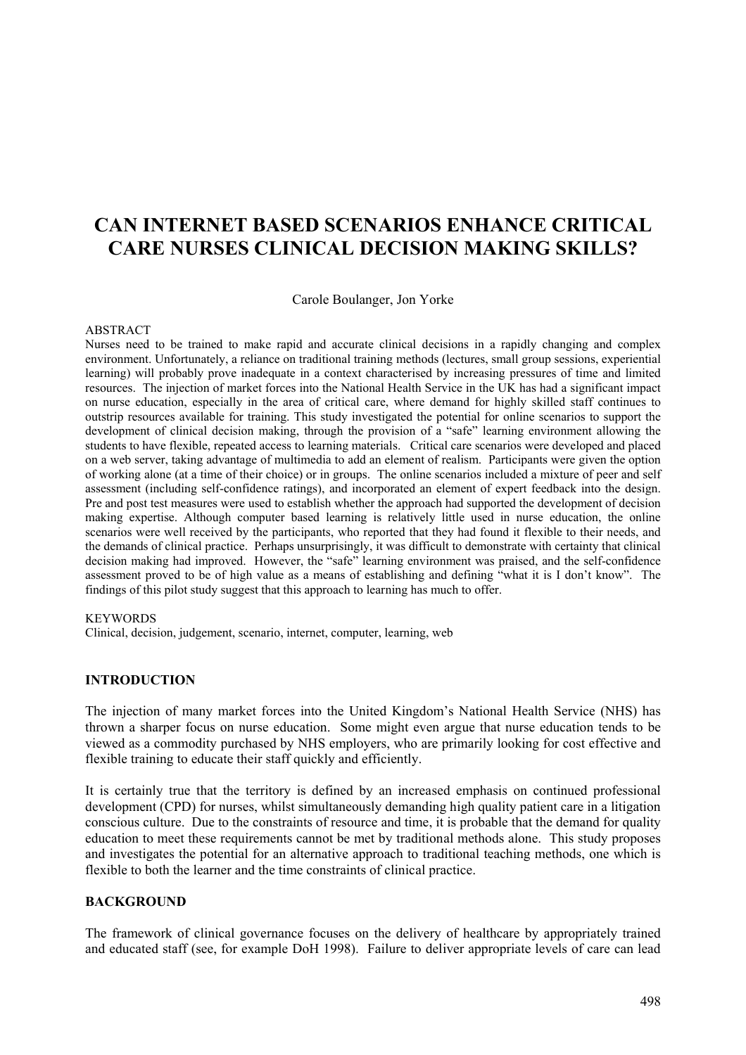# CAN INTERNET BASED SCENARIOS ENHANCE CRITICAL CARE NURSES CLINICAL DECISION MAKING SKILLS?

Carole Boulanger, Jon Yorke

ABSTRACT

Nurses need to be trained to make rapid and accurate clinical decisions in a rapidly changing and complex environment. Unfortunately, a reliance on traditional training methods (lectures, small group sessions, experiential learning) will probably prove inadequate in a context characterised by increasing pressures of time and limited resources. The injection of market forces into the National Health Service in the UK has had a significant impact on nurse education, especially in the area of critical care, where demand for highly skilled staff continues to outstrip resources available for training. This study investigated the potential for online scenarios to support the development of clinical decision making, through the provision of a "safe" learning environment allowing the students to have flexible, repeated access to learning materials. Critical care scenarios were developed and placed on a web server, taking advantage of multimedia to add an element of realism. Participants were given the option of working alone (at a time of their choice) or in groups. The online scenarios included a mixture of peer and self assessment (including self-confidence ratings), and incorporated an element of expert feedback into the design. Pre and post test measures were used to establish whether the approach had supported the development of decision making expertise. Although computer based learning is relatively little used in nurse education, the online scenarios were well received by the participants, who reported that they had found it flexible to their needs, and the demands of clinical practice. Perhaps unsurprisingly, it was difficult to demonstrate with certainty that clinical decision making had improved. However, the "safe" learning environment was praised, and the self-confidence assessment proved to be of high value as a means of establishing and defining "what it is I don't know". The findings of this pilot study suggest that this approach to learning has much to offer.

KEYWORDS

Clinical, decision, judgement, scenario, internet, computer, learning, web

## INTRODUCTION

The injection of many market forces into the United Kingdom's National Health Service (NHS) has thrown a sharper focus on nurse education. Some might even argue that nurse education tends to be viewed as a commodity purchased by NHS employers, who are primarily looking for cost effective and flexible training to educate their staff quickly and efficiently.

It is certainly true that the territory is defined by an increased emphasis on continued professional development (CPD) for nurses, whilst simultaneously demanding high quality patient care in a litigation conscious culture. Due to the constraints of resource and time, it is probable that the demand for quality education to meet these requirements cannot be met by traditional methods alone. This study proposes and investigates the potential for an alternative approach to traditional teaching methods, one which is flexible to both the learner and the time constraints of clinical practice.

## BACKGROUND

The framework of clinical governance focuses on the delivery of healthcare by appropriately trained and educated staff (see, for example DoH 1998). Failure to deliver appropriate levels of care can lead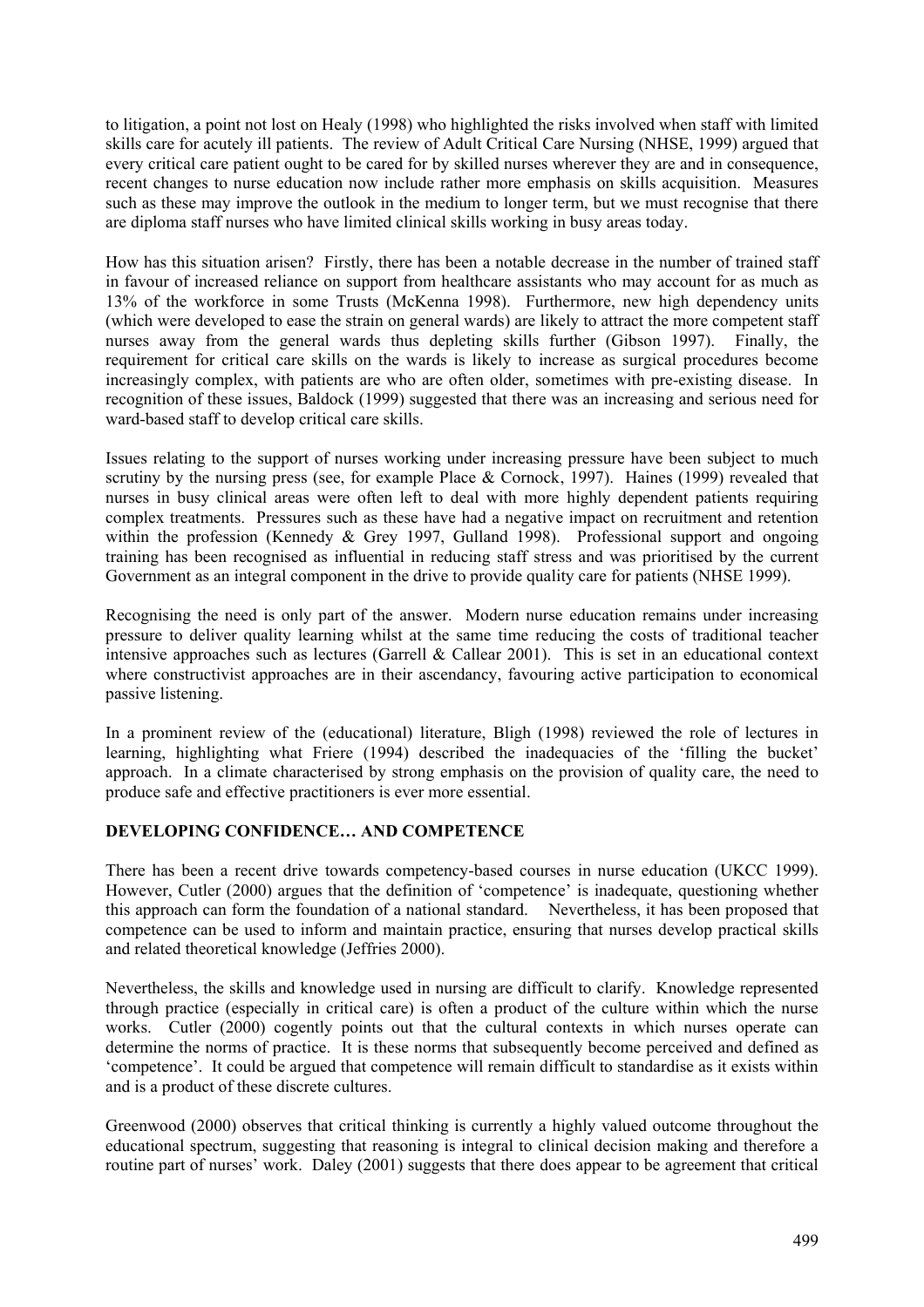to litigation, a point not lost on Healy (1998) who highlighted the risks involved when staff with limited skills care for acutely ill patients. The review of Adult Critical Care Nursing (NHSE, 1999) argued that every critical care patient ought to be cared for by skilled nurses wherever they are and in consequence, recent changes to nurse education now include rather more emphasis on skills acquisition. Measures such as these may improve the outlook in the medium to longer term, but we must recognise that there are diploma staff nurses who have limited clinical skills working in busy areas today.

How has this situation arisen? Firstly, there has been a notable decrease in the number of trained staff in favour of increased reliance on support from healthcare assistants who may account for as much as 13% of the workforce in some Trusts (McKenna 1998). Furthermore, new high dependency units (which were developed to ease the strain on general wards) are likely to attract the more competent staff nurses away from the general wards thus depleting skills further (Gibson 1997). Finally, the requirement for critical care skills on the wards is likely to increase as surgical procedures become increasingly complex, with patients are who are often older, sometimes with pre-existing disease. In recognition of these issues, Baldock (1999) suggested that there was an increasing and serious need for ward-based staff to develop critical care skills.

Issues relating to the support of nurses working under increasing pressure have been subject to much scrutiny by the nursing press (see, for example Place & Cornock, 1997). Haines (1999) revealed that nurses in busy clinical areas were often left to deal with more highly dependent patients requiring complex treatments. Pressures such as these have had a negative impact on recruitment and retention within the profession (Kennedy & Grey 1997, Gulland 1998). Professional support and ongoing training has been recognised as influential in reducing staff stress and was prioritised by the current Government as an integral component in the drive to provide quality care for patients (NHSE 1999).

Recognising the need is only part of the answer. Modern nurse education remains under increasing pressure to deliver quality learning whilst at the same time reducing the costs of traditional teacher intensive approaches such as lectures (Garrell & Callear 2001). This is set in an educational context where constructivist approaches are in their ascendancy, favouring active participation to economical passive listening.

In a prominent review of the (educational) literature, Bligh (1998) reviewed the role of lectures in learning, highlighting what Friere (1994) described the inadequacies of the 'filling the bucket' approach. In a climate characterised by strong emphasis on the provision of quality care, the need to produce safe and effective practitioners is ever more essential.

## DEVELOPING CONFIDENCE… AND COMPETENCE

There has been a recent drive towards competency-based courses in nurse education (UKCC 1999). However, Cutler (2000) argues that the definition of 'competence' is inadequate, questioning whether this approach can form the foundation of a national standard. Nevertheless, it has been proposed that competence can be used to inform and maintain practice, ensuring that nurses develop practical skills and related theoretical knowledge (Jeffries 2000).

Nevertheless, the skills and knowledge used in nursing are difficult to clarify. Knowledge represented through practice (especially in critical care) is often a product of the culture within which the nurse works. Cutler (2000) cogently points out that the cultural contexts in which nurses operate can determine the norms of practice. It is these norms that subsequently become perceived and defined as 'competence'. It could be argued that competence will remain difficult to standardise as it exists within and is a product of these discrete cultures.

Greenwood (2000) observes that critical thinking is currently a highly valued outcome throughout the educational spectrum, suggesting that reasoning is integral to clinical decision making and therefore a routine part of nurses' work. Daley (2001) suggests that there does appear to be agreement that critical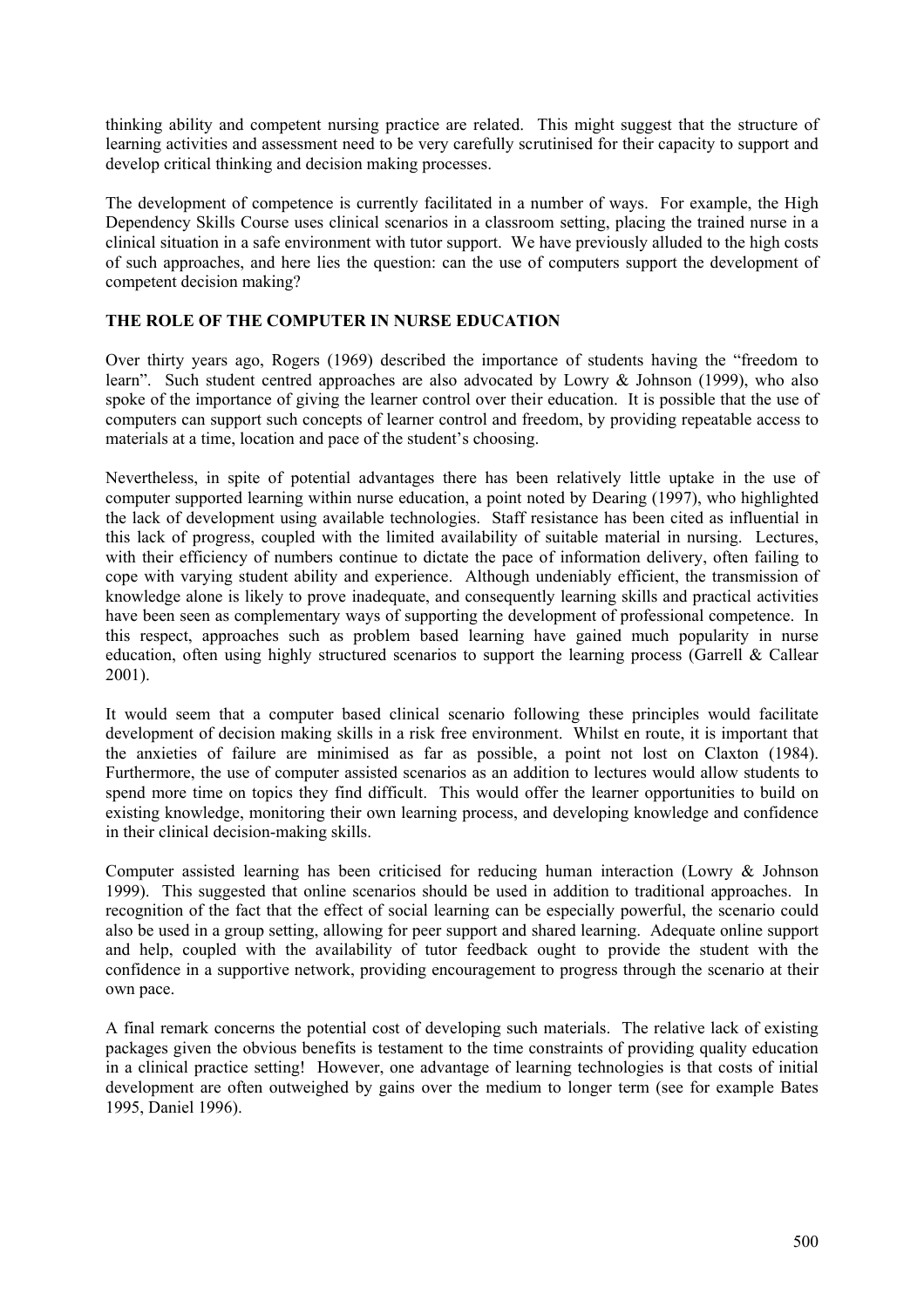thinking ability and competent nursing practice are related. This might suggest that the structure of learning activities and assessment need to be very carefully scrutinised for their capacity to support and develop critical thinking and decision making processes.

The development of competence is currently facilitated in a number of ways. For example, the High Dependency Skills Course uses clinical scenarios in a classroom setting, placing the trained nurse in a clinical situation in a safe environment with tutor support. We have previously alluded to the high costs of such approaches, and here lies the question: can the use of computers support the development of competent decision making?

## THE ROLE OF THE COMPUTER IN NURSE EDUCATION

Over thirty years ago, Rogers (1969) described the importance of students having the "freedom to learn". Such student centred approaches are also advocated by Lowry & Johnson (1999), who also spoke of the importance of giving the learner control over their education. It is possible that the use of computers can support such concepts of learner control and freedom, by providing repeatable access to materials at a time, location and pace of the student's choosing.

Nevertheless, in spite of potential advantages there has been relatively little uptake in the use of computer supported learning within nurse education, a point noted by Dearing (1997), who highlighted the lack of development using available technologies. Staff resistance has been cited as influential in this lack of progress, coupled with the limited availability of suitable material in nursing. Lectures, with their efficiency of numbers continue to dictate the pace of information delivery, often failing to cope with varying student ability and experience. Although undeniably efficient, the transmission of knowledge alone is likely to prove inadequate, and consequently learning skills and practical activities have been seen as complementary ways of supporting the development of professional competence. In this respect, approaches such as problem based learning have gained much popularity in nurse education, often using highly structured scenarios to support the learning process (Garrell & Callear 2001).

It would seem that a computer based clinical scenario following these principles would facilitate development of decision making skills in a risk free environment. Whilst en route, it is important that the anxieties of failure are minimised as far as possible, a point not lost on Claxton (1984). Furthermore, the use of computer assisted scenarios as an addition to lectures would allow students to spend more time on topics they find difficult. This would offer the learner opportunities to build on existing knowledge, monitoring their own learning process, and developing knowledge and confidence in their clinical decision-making skills.

Computer assisted learning has been criticised for reducing human interaction (Lowry & Johnson 1999). This suggested that online scenarios should be used in addition to traditional approaches. In recognition of the fact that the effect of social learning can be especially powerful, the scenario could also be used in a group setting, allowing for peer support and shared learning. Adequate online support and help, coupled with the availability of tutor feedback ought to provide the student with the confidence in a supportive network, providing encouragement to progress through the scenario at their own pace.

A final remark concerns the potential cost of developing such materials. The relative lack of existing packages given the obvious benefits is testament to the time constraints of providing quality education in a clinical practice setting! However, one advantage of learning technologies is that costs of initial development are often outweighed by gains over the medium to longer term (see for example Bates 1995, Daniel 1996).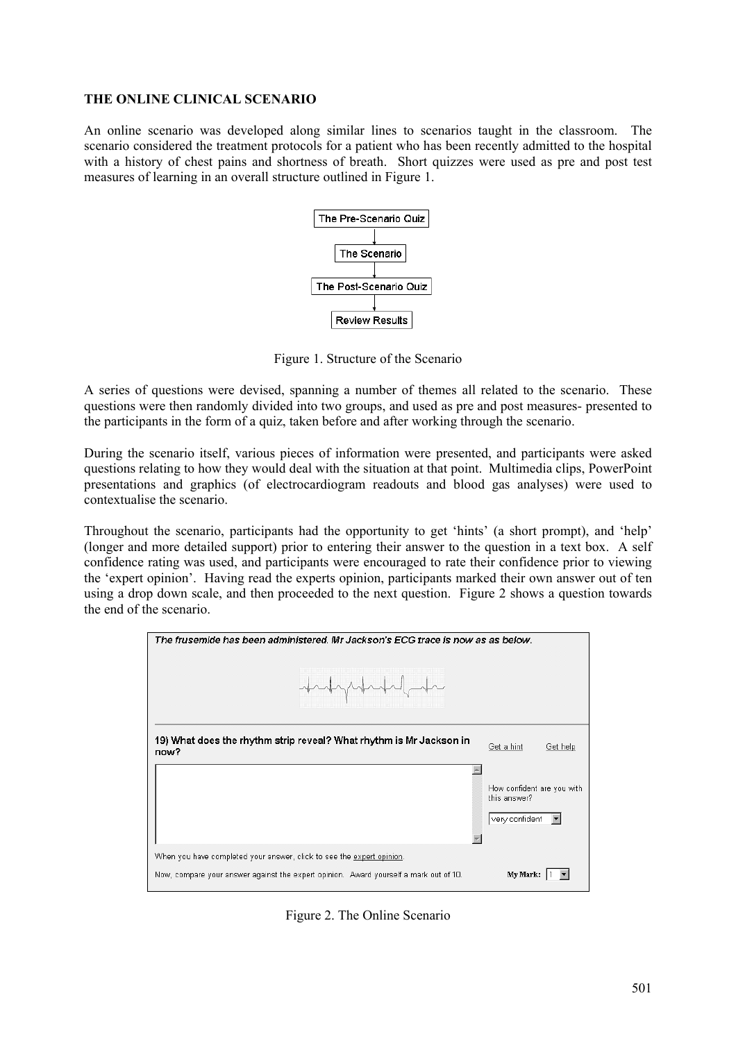**THE ONLINE CLINICAL SCENARIO**

An online scenario was developed along similar lines to scenarios taught in the classroom. The scenario considered the treatment protocols for a patient who has been recently admitted to the hospital with a history of chest pains and shortness of breath. Short quizzes were used as pre and post test measures of learning in an overall structure outlined in Figure 1.

The Pre-Scenario Quiz → The Scenario → The Post-Scenario Quiz → Review Results

Figure 1. Structure of the Scenario

A series of questions were devised, spanning a number of themes all related to the scenario. These questions were then randomly divided into two groups, and used as pre and post measures- presented to the participants in the form of a quiz, taken before and after working through the scenario.

During the scenario itself, various pieces of information were presented, and participants were asked questions relating to how they would deal with the situation at that point. Multimedia clips, PowerPoint presentations and graphics (of electrocardiogram readouts and blood gas analyses) were used to contextualise the scenario.

Throughout the scenario, participants had the opportunity to get 'hints' (a short prompt), and 'help' (longer and more detailed support) prior to entering their answer to the question in a text box. A self confidence rating was used, and participants were encouraged to rate their confidence prior to viewing the 'expert opinion'. Having read the experts opinion, participants marked their own answer out of ten using a drop down scale, and then proceeded to the next question. Figure 2 shows a question towards the end of the scenario.

*The frusemide has been administered. Mr Jackson's ECG trace is now as as below.*

**19) What does the rhythm strip reveal? What rhythm is Mr Jackson in now?** Get a hint Get help

How confident are you with this answer? very confident

When you have completed your answer, click to see the expert opinion.

Now, compare your answer against the expert opinion. Award yourself a mark out of 10. **My Mark:** 1

Figure 2. The Online Scenario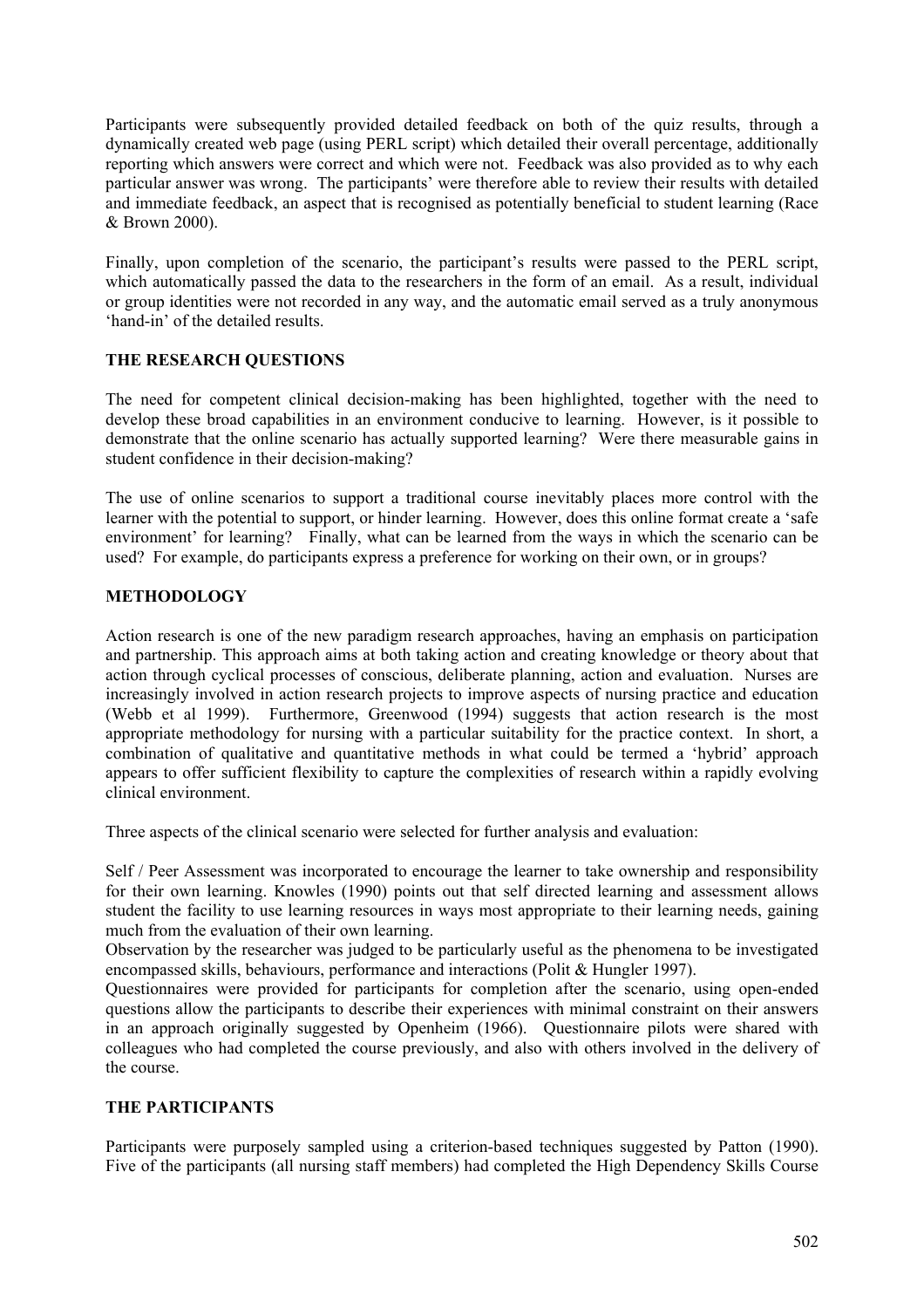Participants were subsequently provided detailed feedback on both of the quiz results, through a dynamically created web page (using PERL script) which detailed their overall percentage, additionally reporting which answers were correct and which were not. Feedback was also provided as to why each particular answer was wrong. The participants' were therefore able to review their results with detailed and immediate feedback, an aspect that is recognised as potentially beneficial to student learning (Race & Brown 2000).

Finally, upon completion of the scenario, the participant's results were passed to the PERL script, which automatically passed the data to the researchers in the form of an email. As a result, individual or group identities were not recorded in any way, and the automatic email served as a truly anonymous 'hand-in' of the detailed results.

## THE RESEARCH QUESTIONS

The need for competent clinical decision-making has been highlighted, together with the need to develop these broad capabilities in an environment conducive to learning. However, is it possible to demonstrate that the online scenario has actually supported learning? Were there measurable gains in student confidence in their decision-making?

The use of online scenarios to support a traditional course inevitably places more control with the learner with the potential to support, or hinder learning. However, does this online format create a 'safe environment' for learning? Finally, what can be learned from the ways in which the scenario can be used? For example, do participants express a preference for working on their own, or in groups?

## METHODOLOGY

Action research is one of the new paradigm research approaches, having an emphasis on participation and partnership. This approach aims at both taking action and creating knowledge or theory about that action through cyclical processes of conscious, deliberate planning, action and evaluation. Nurses are increasingly involved in action research projects to improve aspects of nursing practice and education (Webb et al 1999). Furthermore, Greenwood (1994) suggests that action research is the most appropriate methodology for nursing with a particular suitability for the practice context. In short, a combination of qualitative and quantitative methods in what could be termed a 'hybrid' approach appears to offer sufficient flexibility to capture the complexities of research within a rapidly evolving clinical environment.

Three aspects of the clinical scenario were selected for further analysis and evaluation:

Self / Peer Assessment was incorporated to encourage the learner to take ownership and responsibility for their own learning. Knowles (1990) points out that self directed learning and assessment allows student the facility to use learning resources in ways most appropriate to their learning needs, gaining much from the evaluation of their own learning.

Observation by the researcher was judged to be particularly useful as the phenomena to be investigated encompassed skills, behaviours, performance and interactions (Polit & Hungler 1997).

Questionnaires were provided for participants for completion after the scenario, using open-ended questions allow the participants to describe their experiences with minimal constraint on their answers in an approach originally suggested by Openheim (1966). Questionnaire pilots were shared with colleagues who had completed the course previously, and also with others involved in the delivery of the course.

## THE PARTICIPANTS

Participants were purposely sampled using a criterion-based techniques suggested by Patton (1990). Five of the participants (all nursing staff members) had completed the High Dependency Skills Course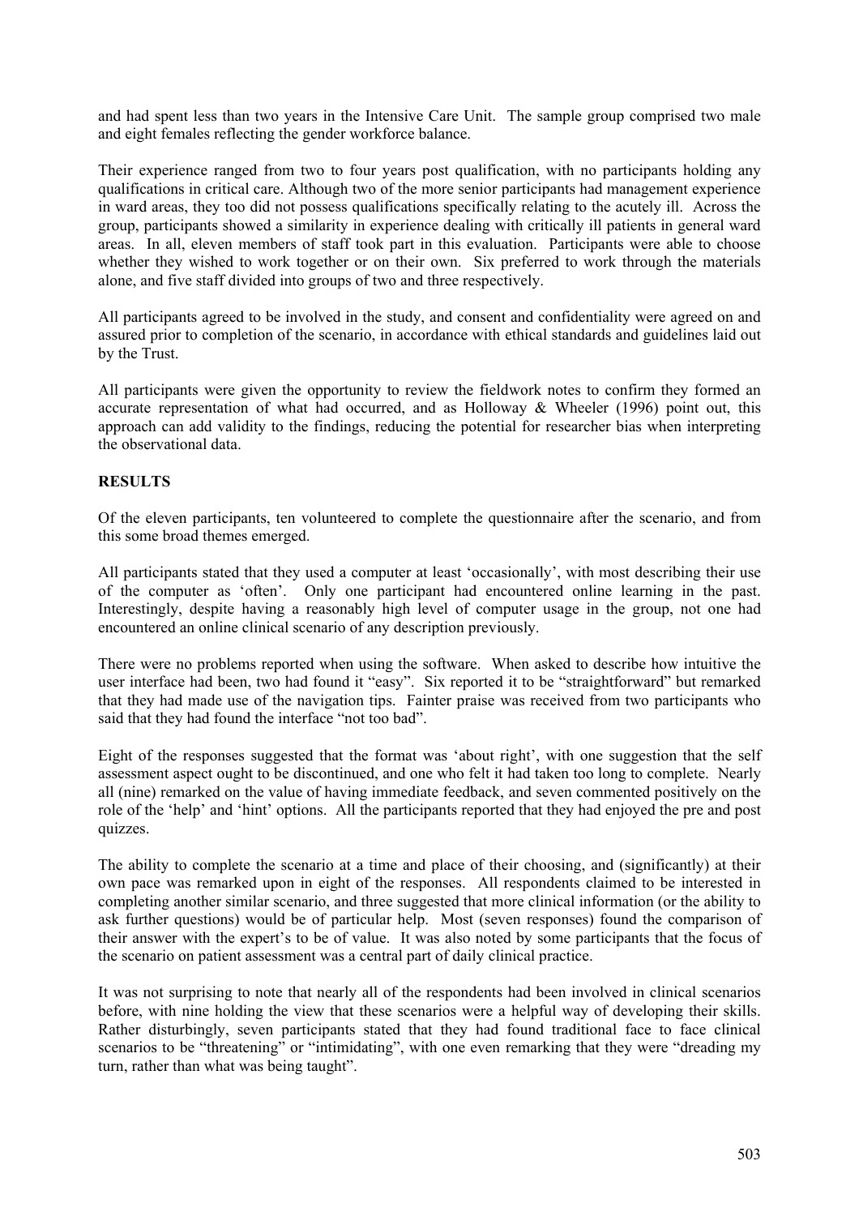and had spent less than two years in the Intensive Care Unit. The sample group comprised two male and eight females reflecting the gender workforce balance.

Their experience ranged from two to four years post qualification, with no participants holding any qualifications in critical care. Although two of the more senior participants had management experience in ward areas, they too did not possess qualifications specifically relating to the acutely ill. Across the group, participants showed a similarity in experience dealing with critically ill patients in general ward areas. In all, eleven members of staff took part in this evaluation. Participants were able to choose whether they wished to work together or on their own. Six preferred to work through the materials alone, and five staff divided into groups of two and three respectively.

All participants agreed to be involved in the study, and consent and confidentiality were agreed on and assured prior to completion of the scenario, in accordance with ethical standards and guidelines laid out by the Trust.

All participants were given the opportunity to review the fieldwork notes to confirm they formed an accurate representation of what had occurred, and as Holloway & Wheeler (1996) point out, this approach can add validity to the findings, reducing the potential for researcher bias when interpreting the observational data.

## RESULTS

Of the eleven participants, ten volunteered to complete the questionnaire after the scenario, and from this some broad themes emerged.

All participants stated that they used a computer at least 'occasionally', with most describing their use of the computer as 'often'. Only one participant had encountered online learning in the past. Interestingly, despite having a reasonably high level of computer usage in the group, not one had encountered an online clinical scenario of any description previously.

There were no problems reported when using the software. When asked to describe how intuitive the user interface had been, two had found it "easy". Six reported it to be "straightforward" but remarked that they had made use of the navigation tips. Fainter praise was received from two participants who said that they had found the interface "not too bad".

Eight of the responses suggested that the format was 'about right', with one suggestion that the self assessment aspect ought to be discontinued, and one who felt it had taken too long to complete. Nearly all (nine) remarked on the value of having immediate feedback, and seven commented positively on the role of the 'help' and 'hint' options. All the participants reported that they had enjoyed the pre and post quizzes.

The ability to complete the scenario at a time and place of their choosing, and (significantly) at their own pace was remarked upon in eight of the responses. All respondents claimed to be interested in completing another similar scenario, and three suggested that more clinical information (or the ability to ask further questions) would be of particular help. Most (seven responses) found the comparison of their answer with the expert's to be of value. It was also noted by some participants that the focus of the scenario on patient assessment was a central part of daily clinical practice.

It was not surprising to note that nearly all of the respondents had been involved in clinical scenarios before, with nine holding the view that these scenarios were a helpful way of developing their skills. Rather disturbingly, seven participants stated that they had found traditional face to face clinical scenarios to be "threatening" or "intimidating", with one even remarking that they were "dreading my turn, rather than what was being taught".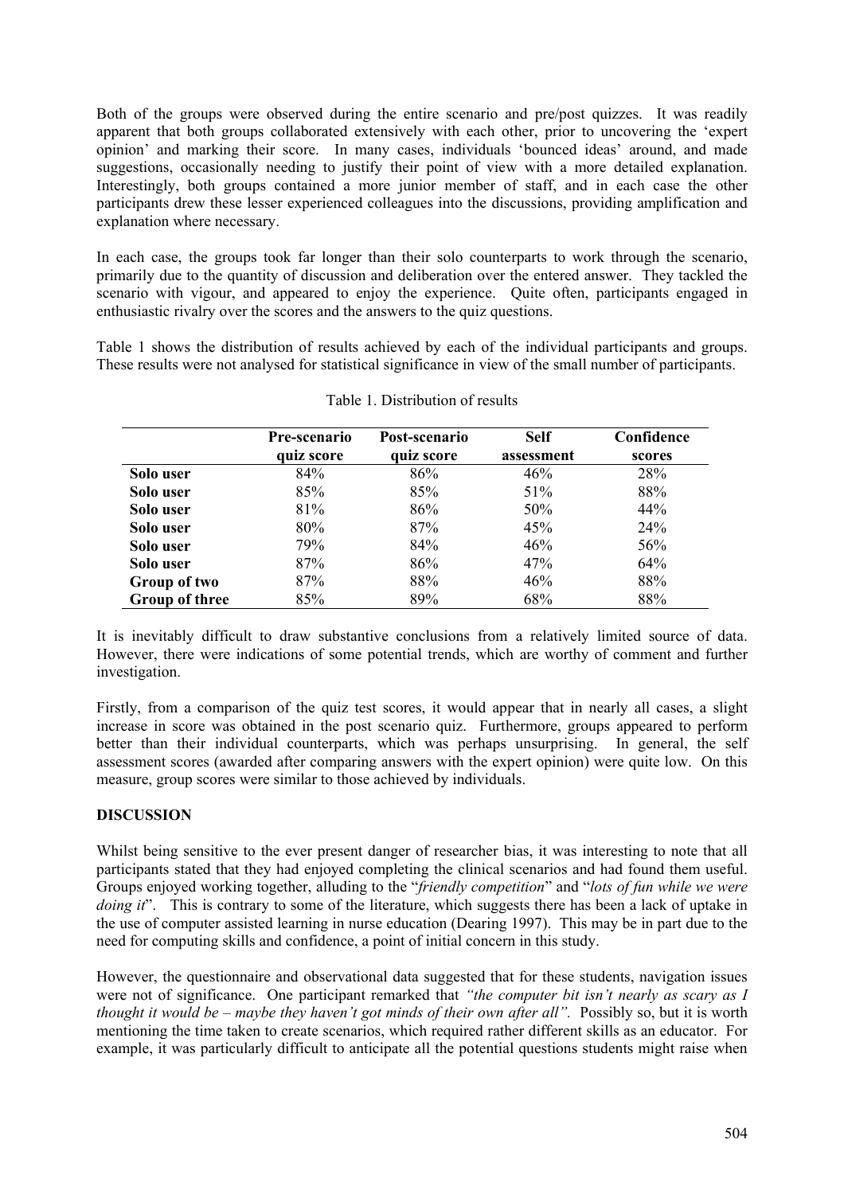Both of the groups were observed during the entire scenario and pre/post quizzes. It was readily apparent that both groups collaborated extensively with each other, prior to uncovering the 'expert opinion' and marking their score. In many cases, individuals 'bounced ideas' around, and made suggestions, occasionally needing to justify their point of view with a more detailed explanation. Interestingly, both groups contained a more junior member of staff, and in each case the other participants drew these lesser experienced colleagues into the discussions, providing amplification and explanation where necessary.

In each case, the groups took far longer than their solo counterparts to work through the scenario, primarily due to the quantity of discussion and deliberation over the entered answer. They tackled the scenario with vigour, and appeared to enjoy the experience. Quite often, participants engaged in enthusiastic rivalry over the scores and the answers to the quiz questions.

Table 1 shows the distribution of results achieved by each of the individual participants and groups. These results were not analysed for statistical significance in view of the small number of participants.

Table 1. Distribution of results

| | Pre-scenario quiz score | Post-scenario quiz score | Self assessment | Confidence scores |
|---|---|---|---|---|
| **Solo user** | 84% | 86% | 46% | 28% |
| **Solo user** | 85% | 85% | 51% | 88% |
| **Solo user** | 81% | 86% | 50% | 44% |
| **Solo user** | 80% | 87% | 45% | 24% |
| **Solo user** | 79% | 84% | 46% | 56% |
| **Solo user** | 87% | 86% | 47% | 64% |
| **Group of two** | 87% | 88% | 46% | 88% |
| **Group of three** | 85% | 89% | 68% | 88% |

It is inevitably difficult to draw substantive conclusions from a relatively limited source of data. However, there were indications of some potential trends, which are worthy of comment and further investigation.

Firstly, from a comparison of the quiz test scores, it would appear that in nearly all cases, a slight increase in score was obtained in the post scenario quiz. Furthermore, groups appeared to perform better than their individual counterparts, which was perhaps unsurprising. In general, the self assessment scores (awarded after comparing answers with the expert opinion) were quite low. On this measure, group scores were similar to those achieved by individuals.

## DISCUSSION

Whilst being sensitive to the ever present danger of researcher bias, it was interesting to note that all participants stated that they had enjoyed completing the clinical scenarios and had found them useful. Groups enjoyed working together, alluding to the "*friendly competition*" and "*lots of fun while we were doing it*". This is contrary to some of the literature, which suggests there has been a lack of uptake in the use of computer assisted learning in nurse education (Dearing 1997). This may be in part due to the need for computing skills and confidence, a point of initial concern in this study.

However, the questionnaire and observational data suggested that for these students, navigation issues were not of significance. One participant remarked that *"the computer bit isn't nearly as scary as I thought it would be – maybe they haven't got minds of their own after all".* Possibly so, but it is worth mentioning the time taken to create scenarios, which required rather different skills as an educator. For example, it was particularly difficult to anticipate all the potential questions students might raise when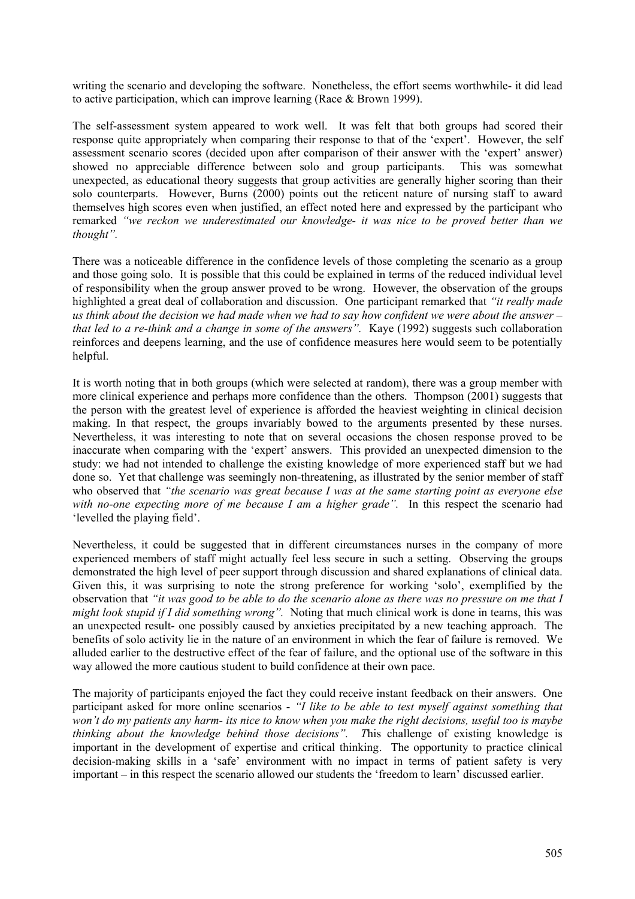writing the scenario and developing the software. Nonetheless, the effort seems worthwhile- it did lead to active participation, which can improve learning (Race & Brown 1999).

The self-assessment system appeared to work well. It was felt that both groups had scored their response quite appropriately when comparing their response to that of the 'expert'. However, the self assessment scenario scores (decided upon after comparison of their answer with the 'expert' answer) showed no appreciable difference between solo and group participants. This was somewhat unexpected, as educational theory suggests that group activities are generally higher scoring than their solo counterparts. However, Burns (2000) points out the reticent nature of nursing staff to award themselves high scores even when justified, an effect noted here and expressed by the participant who remarked *"we reckon we underestimated our knowledge- it was nice to be proved better than we thought".*

There was a noticeable difference in the confidence levels of those completing the scenario as a group and those going solo. It is possible that this could be explained in terms of the reduced individual level of responsibility when the group answer proved to be wrong. However, the observation of the groups highlighted a great deal of collaboration and discussion. One participant remarked that *"it really made us think about the decision we had made when we had to say how confident we were about the answer – that led to a re-think and a change in some of the answers".* Kaye (1992) suggests such collaboration reinforces and deepens learning, and the use of confidence measures here would seem to be potentially helpful.

It is worth noting that in both groups (which were selected at random), there was a group member with more clinical experience and perhaps more confidence than the others. Thompson (2001) suggests that the person with the greatest level of experience is afforded the heaviest weighting in clinical decision making. In that respect, the groups invariably bowed to the arguments presented by these nurses. Nevertheless, it was interesting to note that on several occasions the chosen response proved to be inaccurate when comparing with the 'expert' answers. This provided an unexpected dimension to the study: we had not intended to challenge the existing knowledge of more experienced staff but we had done so. Yet that challenge was seemingly non-threatening, as illustrated by the senior member of staff who observed that *"the scenario was great because I was at the same starting point as everyone else with no-one expecting more of me because I am a higher grade".* In this respect the scenario had 'levelled the playing field'.

Nevertheless, it could be suggested that in different circumstances nurses in the company of more experienced members of staff might actually feel less secure in such a setting. Observing the groups demonstrated the high level of peer support through discussion and shared explanations of clinical data. Given this, it was surprising to note the strong preference for working 'solo', exemplified by the observation that *"it was good to be able to do the scenario alone as there was no pressure on me that I might look stupid if I did something wrong".* Noting that much clinical work is done in teams, this was an unexpected result- one possibly caused by anxieties precipitated by a new teaching approach. The benefits of solo activity lie in the nature of an environment in which the fear of failure is removed. We alluded earlier to the destructive effect of the fear of failure, and the optional use of the software in this way allowed the more cautious student to build confidence at their own pace.

The majority of participants enjoyed the fact they could receive instant feedback on their answers. One participant asked for more online scenarios - *"I like to be able to test myself against something that won't do my patients any harm- its nice to know when you make the right decisions, useful too is maybe thinking about the knowledge behind those decisions". T*his challenge of existing knowledge is important in the development of expertise and critical thinking. The opportunity to practice clinical decision-making skills in a 'safe' environment with no impact in terms of patient safety is very important – in this respect the scenario allowed our students the 'freedom to learn' discussed earlier.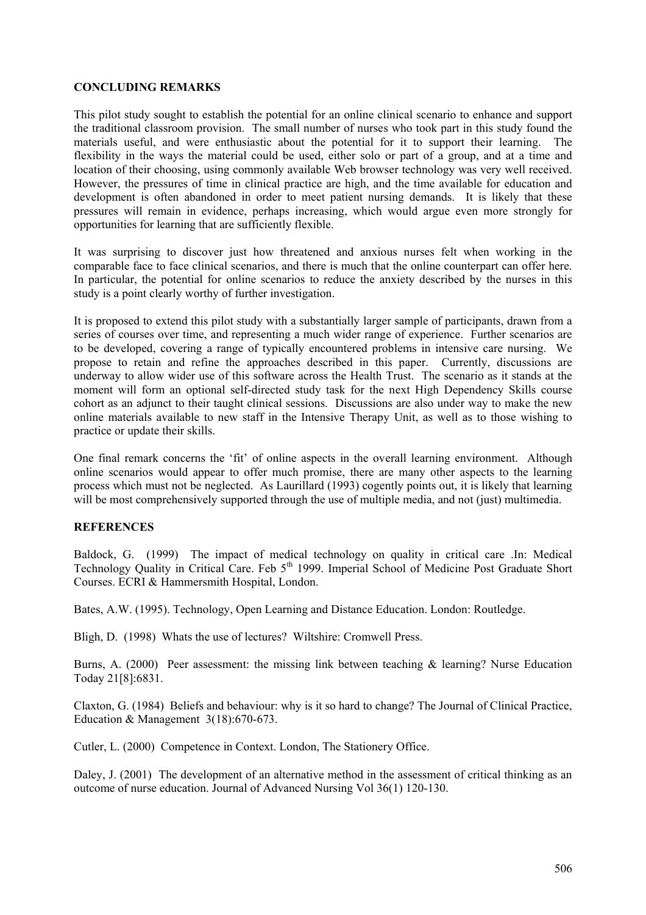## CONCLUDING REMARKS

This pilot study sought to establish the potential for an online clinical scenario to enhance and support the traditional classroom provision. The small number of nurses who took part in this study found the materials useful, and were enthusiastic about the potential for it to support their learning. The flexibility in the ways the material could be used, either solo or part of a group, and at a time and location of their choosing, using commonly available Web browser technology was very well received. However, the pressures of time in clinical practice are high, and the time available for education and development is often abandoned in order to meet patient nursing demands. It is likely that these pressures will remain in evidence, perhaps increasing, which would argue even more strongly for opportunities for learning that are sufficiently flexible.

It was surprising to discover just how threatened and anxious nurses felt when working in the comparable face to face clinical scenarios, and there is much that the online counterpart can offer here. In particular, the potential for online scenarios to reduce the anxiety described by the nurses in this study is a point clearly worthy of further investigation.

It is proposed to extend this pilot study with a substantially larger sample of participants, drawn from a series of courses over time, and representing a much wider range of experience. Further scenarios are to be developed, covering a range of typically encountered problems in intensive care nursing. We propose to retain and refine the approaches described in this paper. Currently, discussions are underway to allow wider use of this software across the Health Trust. The scenario as it stands at the moment will form an optional self-directed study task for the next High Dependency Skills course cohort as an adjunct to their taught clinical sessions. Discussions are also under way to make the new online materials available to new staff in the Intensive Therapy Unit, as well as to those wishing to practice or update their skills.

One final remark concerns the 'fit' of online aspects in the overall learning environment. Although online scenarios would appear to offer much promise, there are many other aspects to the learning process which must not be neglected. As Laurillard (1993) cogently points out, it is likely that learning will be most comprehensively supported through the use of multiple media, and not (just) multimedia.

## REFERENCES

Baldock, G. (1999) The impact of medical technology on quality in critical care .In: Medical Technology Quality in Critical Care. Feb 5th 1999. Imperial School of Medicine Post Graduate Short Courses. ECRI & Hammersmith Hospital, London.

Bates, A.W. (1995). Technology, Open Learning and Distance Education. London: Routledge.

Bligh, D. (1998) Whats the use of lectures? Wiltshire: Cromwell Press.

Burns, A. (2000) Peer assessment: the missing link between teaching & learning? Nurse Education Today 21[8]:6831.

Claxton, G. (1984) Beliefs and behaviour: why is it so hard to change? The Journal of Clinical Practice, Education & Management 3(18):670-673.

Cutler, L. (2000) Competence in Context. London, The Stationery Office.

Daley, J. (2001) The development of an alternative method in the assessment of critical thinking as an outcome of nurse education. Journal of Advanced Nursing Vol 36(1) 120-130.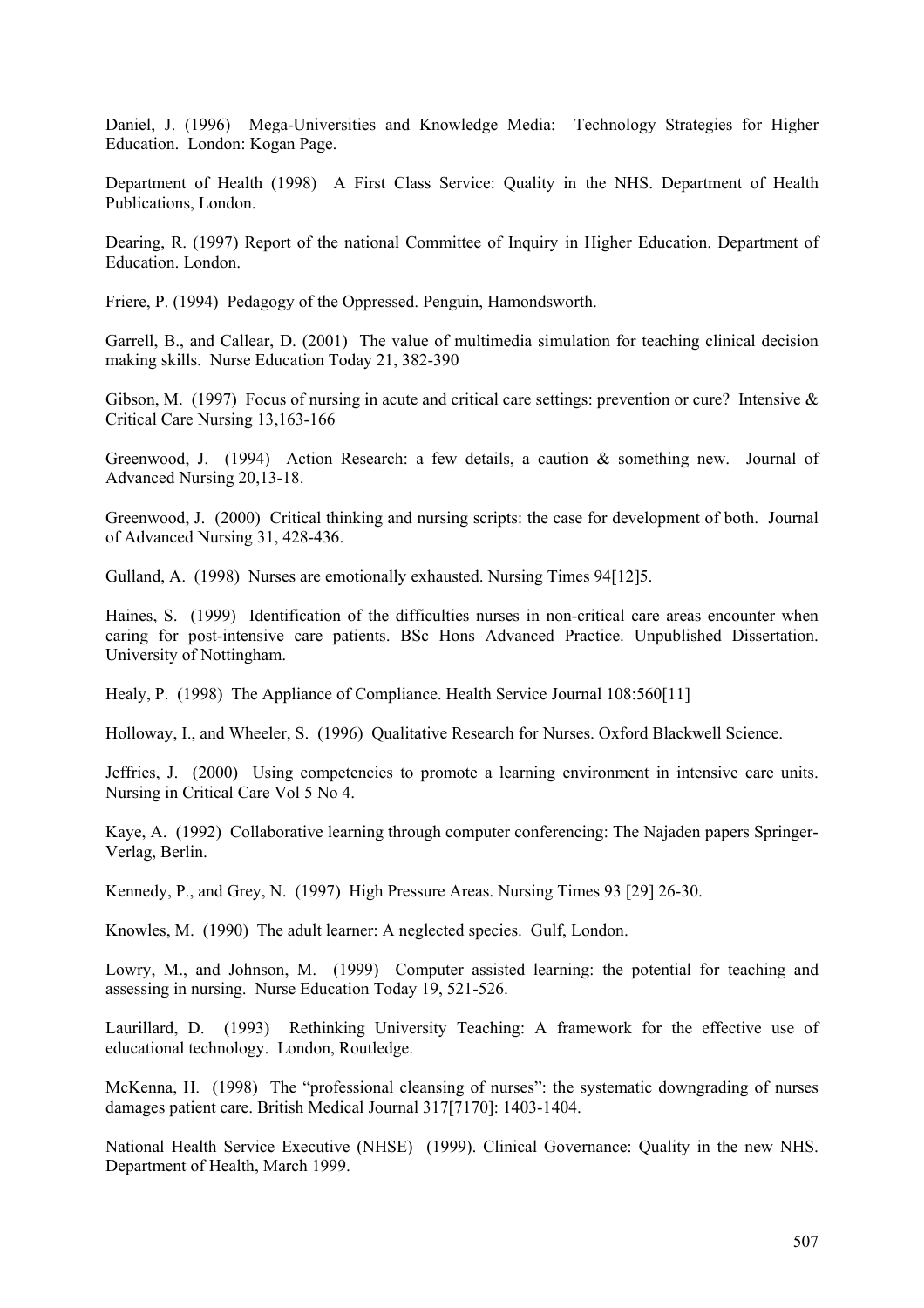Daniel, J. (1996) Mega-Universities and Knowledge Media: Technology Strategies for Higher Education. London: Kogan Page.

Department of Health (1998) A First Class Service: Quality in the NHS. Department of Health Publications, London.

Dearing, R. (1997) Report of the national Committee of Inquiry in Higher Education. Department of Education. London.

Friere, P. (1994) Pedagogy of the Oppressed. Penguin, Hamondsworth.

Garrell, B., and Callear, D. (2001) The value of multimedia simulation for teaching clinical decision making skills. Nurse Education Today 21, 382-390

Gibson, M. (1997) Focus of nursing in acute and critical care settings: prevention or cure? Intensive & Critical Care Nursing 13,163-166

Greenwood, J. (1994) Action Research: a few details, a caution & something new. Journal of Advanced Nursing 20,13-18.

Greenwood, J. (2000) Critical thinking and nursing scripts: the case for development of both. Journal of Advanced Nursing 31, 428-436.

Gulland, A. (1998) Nurses are emotionally exhausted. Nursing Times 94[12]5.

Haines, S. (1999) Identification of the difficulties nurses in non-critical care areas encounter when caring for post-intensive care patients. BSc Hons Advanced Practice. Unpublished Dissertation. University of Nottingham.

Healy, P. (1998) The Appliance of Compliance. Health Service Journal 108:560[11]

Holloway, I., and Wheeler, S. (1996) Qualitative Research for Nurses. Oxford Blackwell Science.

Jeffries, J. (2000) Using competencies to promote a learning environment in intensive care units. Nursing in Critical Care Vol 5 No 4.

Kaye, A. (1992) Collaborative learning through computer conferencing: The Najaden papers Springer-Verlag, Berlin.

Kennedy, P., and Grey, N. (1997) High Pressure Areas. Nursing Times 93 [29] 26-30.

Knowles, M. (1990) The adult learner: A neglected species. Gulf, London.

Lowry, M., and Johnson, M. (1999) Computer assisted learning: the potential for teaching and assessing in nursing. Nurse Education Today 19, 521-526.

Laurillard, D. (1993) Rethinking University Teaching: A framework for the effective use of educational technology. London, Routledge.

McKenna, H. (1998) The "professional cleansing of nurses": the systematic downgrading of nurses damages patient care. British Medical Journal 317[7170]: 1403-1404.

National Health Service Executive (NHSE) (1999). Clinical Governance: Quality in the new NHS. Department of Health, March 1999.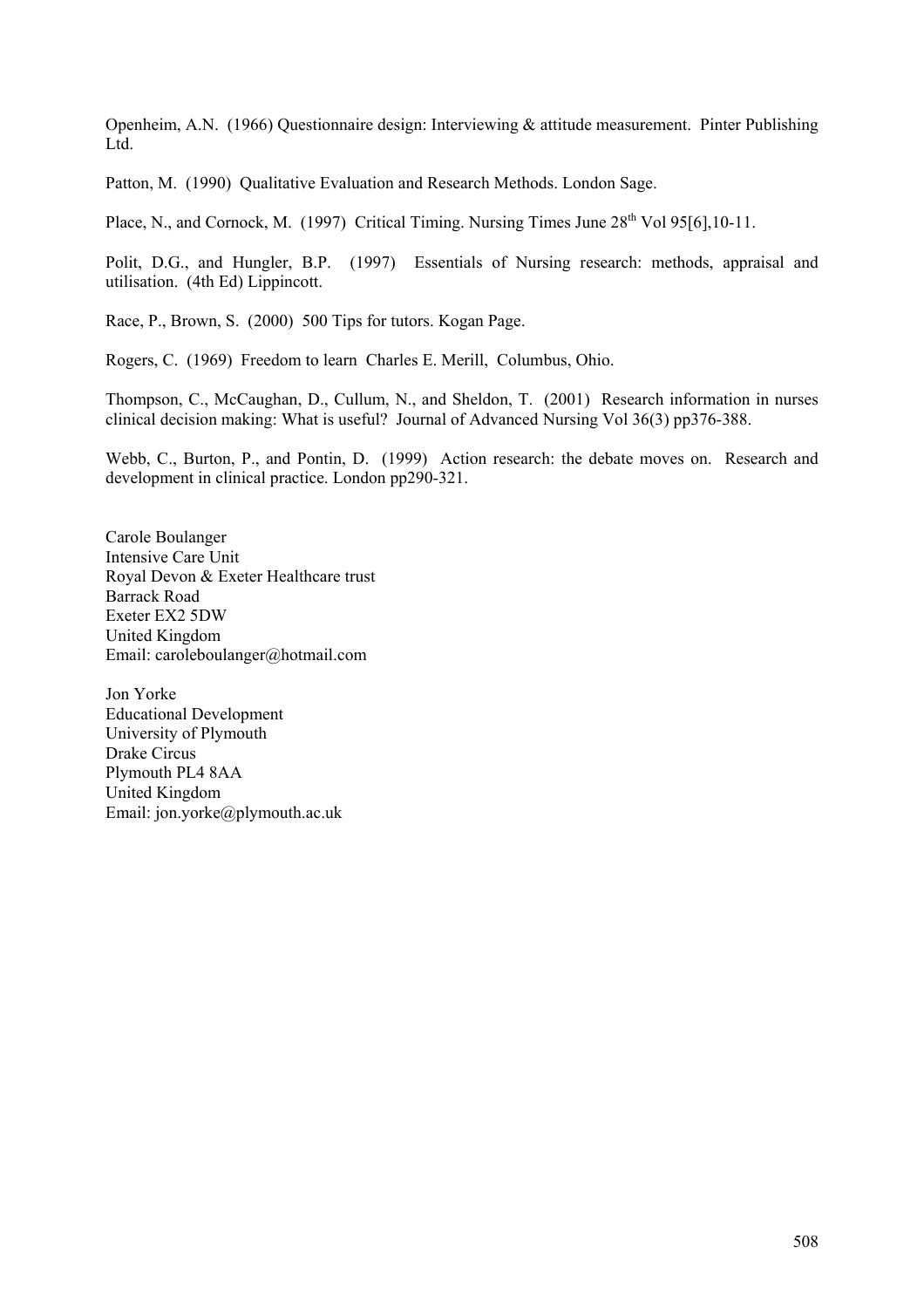Openheim, A.N. (1966) Questionnaire design: Interviewing & attitude measurement. Pinter Publishing Ltd.

Patton, M. (1990) Qualitative Evaluation and Research Methods. London Sage.

Place, N., and Cornock, M. (1997) Critical Timing. Nursing Times June 28th Vol 95[6],10-11.

Polit, D.G., and Hungler, B.P. (1997) Essentials of Nursing research: methods, appraisal and utilisation. (4th Ed) Lippincott.

Race, P., Brown, S. (2000) 500 Tips for tutors. Kogan Page.

Rogers, C. (1969) Freedom to learn Charles E. Merill, Columbus, Ohio.

Thompson, C., McCaughan, D., Cullum, N., and Sheldon, T. (2001) Research information in nurses clinical decision making: What is useful? Journal of Advanced Nursing Vol 36(3) pp376-388.

Webb, C., Burton, P., and Pontin, D. (1999) Action research: the debate moves on. Research and development in clinical practice. London pp290-321.

Carole Boulanger  
Intensive Care Unit  
Royal Devon & Exeter Healthcare trust  
Barrack Road  
Exeter EX2 5DW  
United Kingdom  
Email: caroleboulanger@hotmail.com

Jon Yorke  
Educational Development  
University of Plymouth  
Drake Circus  
Plymouth PL4 8AA  
United Kingdom  
Email: jon.yorke@plymouth.ac.uk